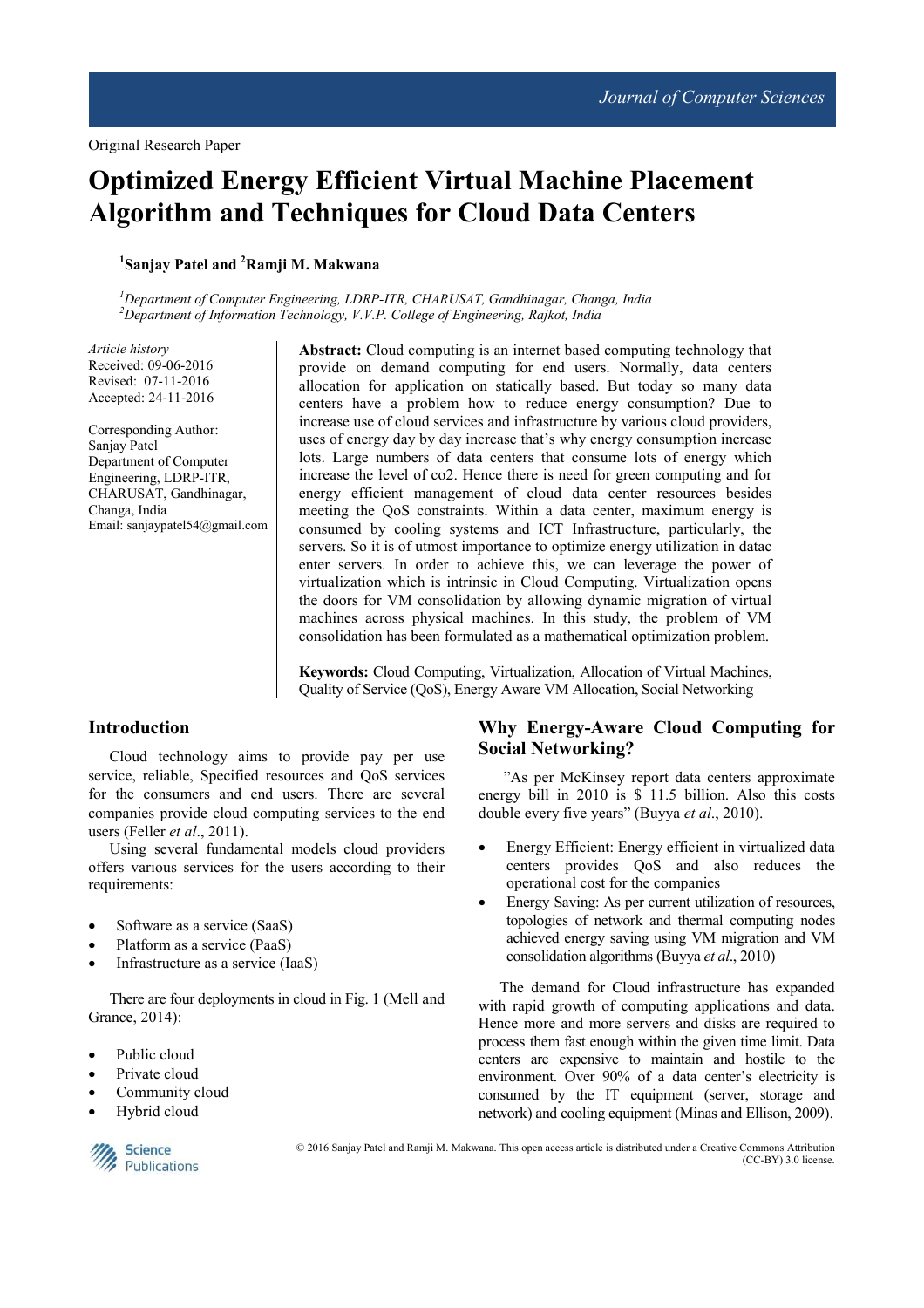Original Research Paper

# Optimized Energy Efficient Virtual Machine Placement Algorithm and Techniques for Cloud Data Centers

[1]Sanjay Patel and [2]Ramji M. Makwana

[1]*Department of Computer Engineering, LDRP-ITR, CHARUSAT, Gandhinagar, Changa, India*
[2]*Department of Information Technology, V.V.P. College of Engineering, Rajkot, India*

*Article history*
Received: 09-06-2016
Revised: 07-11-2016
Accepted: 24-11-2016

Corresponding Author:
Sanjay Patel
Department of Computer Engineering, LDRP-ITR, CHARUSAT, Gandhinagar, Changa, India
Email: sanjaypatel54@gmail.com

**Abstract:** Cloud computing is an internet based computing technology that provide on demand computing for end users. Normally, data centers allocation for application on statically based. But today so many data centers have a problem how to reduce energy consumption? Due to increase use of cloud services and infrastructure by various cloud providers, uses of energy day by day increase that's why energy consumption increase lots. Large numbers of data centers that consume lots of energy which increase the level of co2. Hence there is need for green computing and for energy efficient management of cloud data center resources besides meeting the QoS constraints. Within a data center, maximum energy is consumed by cooling systems and ICT Infrastructure, particularly, the servers. So it is of utmost importance to optimize energy utilization in datac enter servers. In order to achieve this, we can leverage the power of virtualization which is intrinsic in Cloud Computing. Virtualization opens the doors for VM consolidation by allowing dynamic migration of virtual machines across physical machines. In this study, the problem of VM consolidation has been formulated as a mathematical optimization problem.

**Keywords:** Cloud Computing, Virtualization, Allocation of Virtual Machines, Quality of Service (QoS), Energy Aware VM Allocation, Social Networking

## Introduction

Cloud technology aims to provide pay per use service, reliable, Specified resources and QoS services for the consumers and end users. There are several companies provide cloud computing services to the end users (Feller *et al*., 2011).

Using several fundamental models cloud providers offers various services for the users according to their requirements:

- Software as a service (SaaS)
- Platform as a service (PaaS)
- Infrastructure as a service (IaaS)

There are four deployments in cloud in Fig. 1 (Mell and Grance, 2014):

- Public cloud
- Private cloud
- Community cloud
- Hybrid cloud

## Why Energy-Aware Cloud Computing for Social Networking?

"As per McKinsey report data centers approximate energy bill in 2010 is $ 11.5 billion. Also this costs double every five years" (Buyya *et al*., 2010).

- Energy Efficient: Energy efficient in virtualized data centers provides QoS and also reduces the operational cost for the companies
- Energy Saving: As per current utilization of resources, topologies of network and thermal computing nodes achieved energy saving using VM migration and VM consolidation algorithms (Buyya *et al*., 2010)

The demand for Cloud infrastructure has expanded with rapid growth of computing applications and data. Hence more and more servers and disks are required to process them fast enough within the given time limit. Data centers are expensive to maintain and hostile to the environment. Over 90% of a data center's electricity is consumed by the IT equipment (server, storage and network) and cooling equipment (Minas and Ellison, 2009).

© 2016 Sanjay Patel and Ramji M. Makwana. This open access article is distributed under a Creative Commons Attribution (CC-BY) 3.0 license.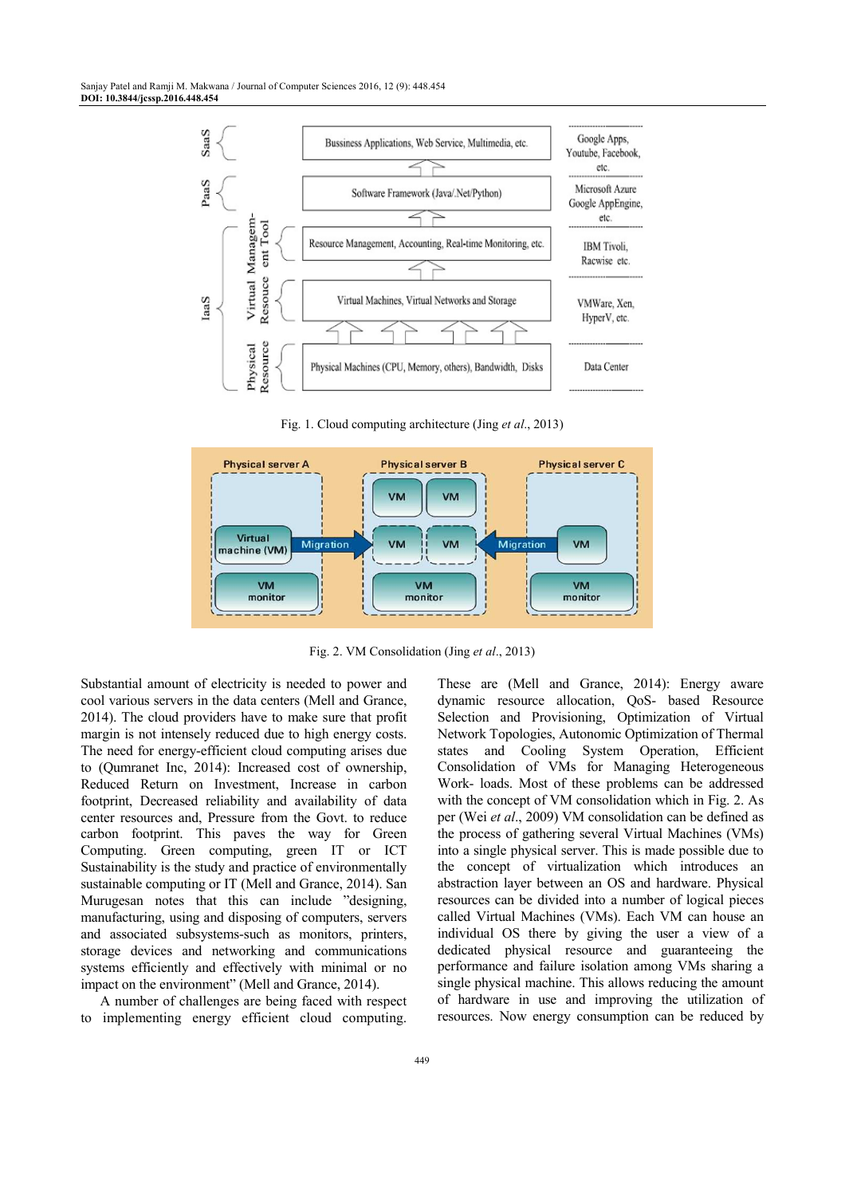Fig. 1. Cloud computing architecture (Jing *et al*., 2013)

Fig. 2. VM Consolidation (Jing *et al*., 2013)

Substantial amount of electricity is needed to power and cool various servers in the data centers (Mell and Grance, 2014). The cloud providers have to make sure that profit margin is not intensely reduced due to high energy costs. The need for energy-efficient cloud computing arises due to (Qumranet Inc, 2014): Increased cost of ownership, Reduced Return on Investment, Increase in carbon footprint, Decreased reliability and availability of data center resources and, Pressure from the Govt. to reduce carbon footprint. This paves the way for Green Computing. Green computing, green IT or ICT Sustainability is the study and practice of environmentally sustainable computing or IT (Mell and Grance, 2014). San Murugesan notes that this can include "designing, manufacturing, using and disposing of computers, servers and associated subsystems-such as monitors, printers, storage devices and networking and communications systems efficiently and effectively with minimal or no impact on the environment" (Mell and Grance, 2014).

A number of challenges are being faced with respect to implementing energy efficient cloud computing. These are (Mell and Grance, 2014): Energy aware dynamic resource allocation, QoS- based Resource Selection and Provisioning, Optimization of Virtual Network Topologies, Autonomic Optimization of Thermal states and Cooling System Operation, Efficient Consolidation of VMs for Managing Heterogeneous Work- loads. Most of these problems can be addressed with the concept of VM consolidation which in Fig. 2. As per (Wei *et al*., 2009) VM consolidation can be defined as the process of gathering several Virtual Machines (VMs) into a single physical server. This is made possible due to the concept of virtualization which introduces an abstraction layer between an OS and hardware. Physical resources can be divided into a number of logical pieces called Virtual Machines (VMs). Each VM can house an individual OS there by giving the user a view of a dedicated physical resource and guaranteeing the performance and failure isolation among VMs sharing a single physical machine. This allows reducing the amount of hardware in use and improving the utilization of resources. Now energy consumption can be reduced by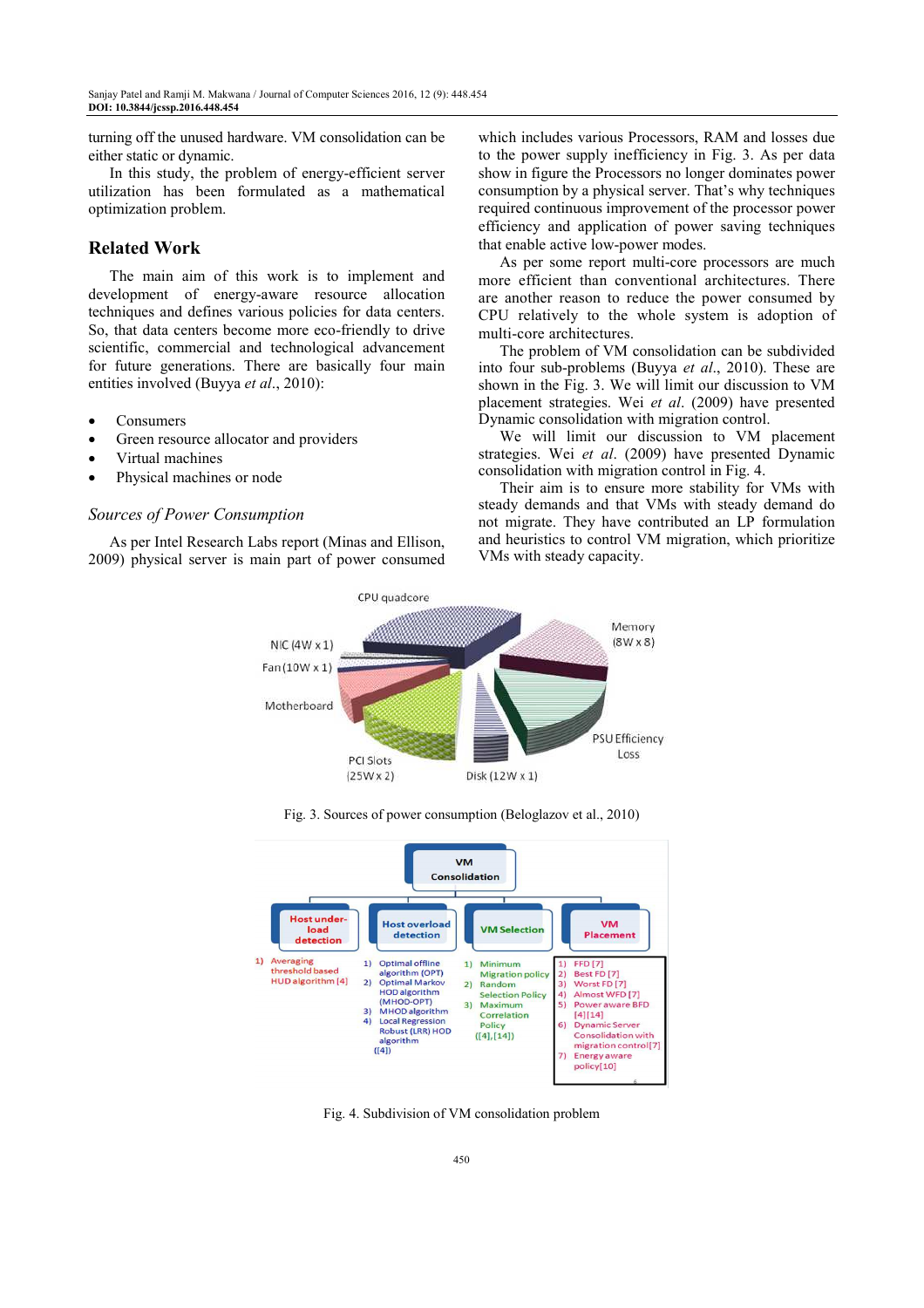turning off the unused hardware. VM consolidation can be either static or dynamic.

In this study, the problem of energy-efficient server utilization has been formulated as a mathematical optimization problem.

## Related Work

The main aim of this work is to implement and development of energy-aware resource allocation techniques and defines various policies for data centers. So, that data centers become more eco-friendly to drive scientific, commercial and technological advancement for future generations. There are basically four main entities involved (Buyya *et al*., 2010):

- Consumers
- Green resource allocator and providers
- Virtual machines
- Physical machines or node

### *Sources of Power Consumption*

As per Intel Research Labs report (Minas and Ellison, 2009) physical server is main part of power consumed which includes various Processors, RAM and losses due to the power supply inefficiency in Fig. 3. As per data show in figure the Processors no longer dominates power consumption by a physical server. That's why techniques required continuous improvement of the processor power efficiency and application of power saving techniques that enable active low-power modes.

As per some report multi-core processors are much more efficient than conventional architectures. There are another reason to reduce the power consumed by CPU relatively to the whole system is adoption of multi-core architectures.

The problem of VM consolidation can be subdivided into four sub-problems (Buyya *et al*., 2010). These are shown in the Fig. 3. We will limit our discussion to VM placement strategies. Wei *et al*. (2009) have presented Dynamic consolidation with migration control.

We will limit our discussion to VM placement strategies. Wei *et al*. (2009) have presented Dynamic consolidation with migration control in Fig. 4.

Their aim is to ensure more stability for VMs with steady demands and that VMs with steady demand do not migrate. They have contributed an LP formulation and heuristics to control VM migration, which prioritize VMs with steady capacity.

Fig. 3. Sources of power consumption (Beloglazov et al., 2010)

Fig. 4. Subdivision of VM consolidation problem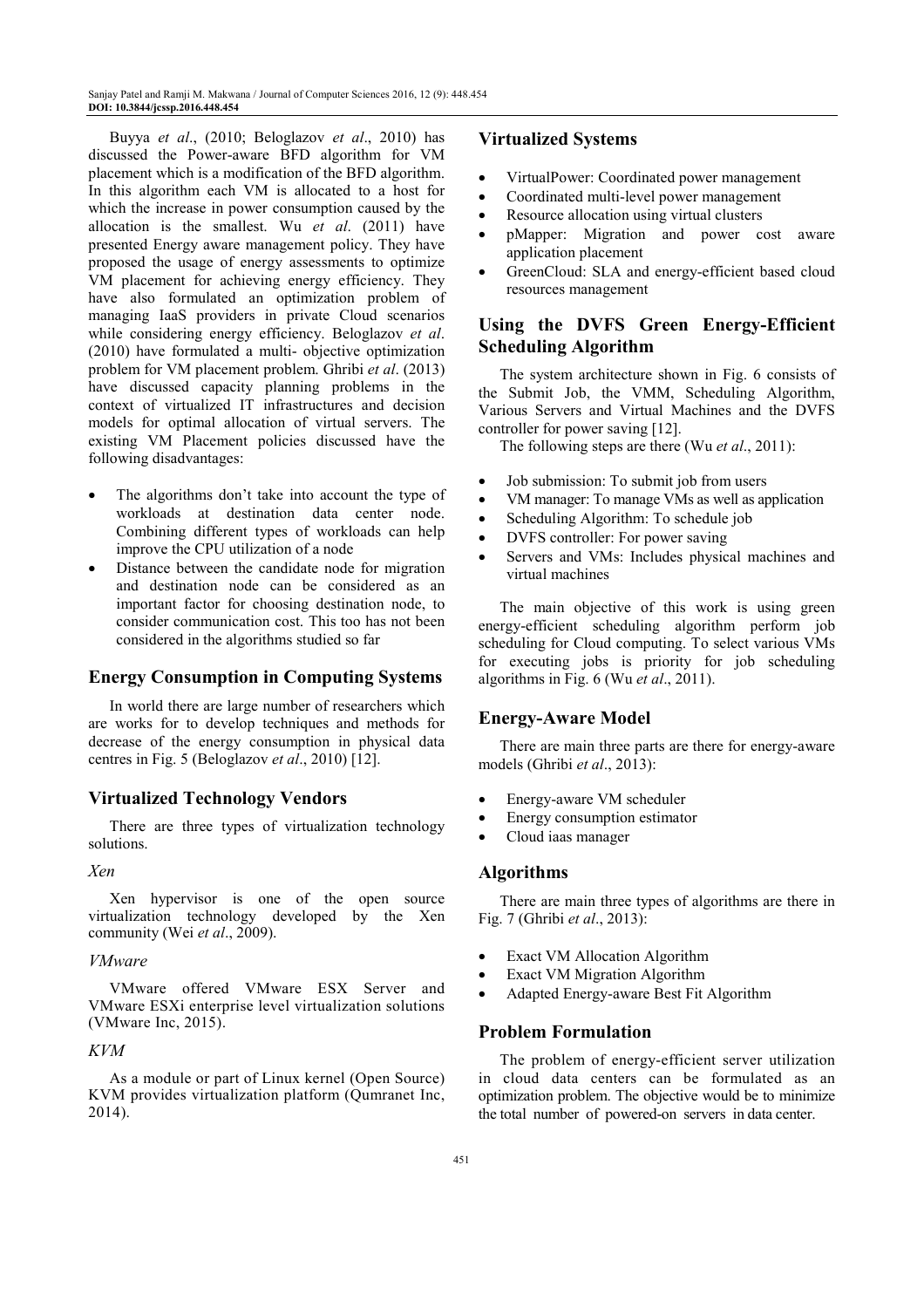Buyya *et al*., (2010; Beloglazov *et al*., 2010) has discussed the Power-aware BFD algorithm for VM placement which is a modification of the BFD algorithm. In this algorithm each VM is allocated to a host for which the increase in power consumption caused by the allocation is the smallest. Wu *et al*. (2011) have presented Energy aware management policy. They have proposed the usage of energy assessments to optimize VM placement for achieving energy efficiency. They have also formulated an optimization problem of managing IaaS providers in private Cloud scenarios while considering energy efficiency. Beloglazov *et al*. (2010) have formulated a multi- objective optimization problem for VM placement problem. Ghribi *et al*. (2013) have discussed capacity planning problems in the context of virtualized IT infrastructures and decision models for optimal allocation of virtual servers. The existing VM Placement policies discussed have the following disadvantages:

- The algorithms don't take into account the type of workloads at destination data center node. Combining different types of workloads can help improve the CPU utilization of a node
- Distance between the candidate node for migration and destination node can be considered as an important factor for choosing destination node, to consider communication cost. This too has not been considered in the algorithms studied so far

## Energy Consumption in Computing Systems

In world there are large number of researchers which are works for to develop techniques and methods for decrease of the energy consumption in physical data centres in Fig. 5 (Beloglazov *et al*., 2010) [12].

## Virtualized Technology Vendors

There are three types of virtualization technology solutions.

### *Xen*

Xen hypervisor is one of the open source virtualization technology developed by the Xen community (Wei *et al*., 2009).

### *VMware*

VMware offered VMware ESX Server and VMware ESXi enterprise level virtualization solutions (VMware Inc, 2015).

### *KVM*

As a module or part of Linux kernel (Open Source) KVM provides virtualization platform (Qumranet Inc, 2014).

## Virtualized Systems

- VirtualPower: Coordinated power management
- Coordinated multi-level power management
- Resource allocation using virtual clusters
- pMapper: Migration and power cost aware application placement
- GreenCloud: SLA and energy-efficient based cloud resources management

## Using the DVFS Green Energy-Efficient Scheduling Algorithm

The system architecture shown in Fig. 6 consists of the Submit Job, the VMM, Scheduling Algorithm, Various Servers and Virtual Machines and the DVFS controller for power saving [12].

The following steps are there (Wu *et al*., 2011):

- Job submission: To submit job from users
- VM manager: To manage VMs as well as application
- Scheduling Algorithm: To schedule job
- DVFS controller: For power saving
- Servers and VMs: Includes physical machines and virtual machines

The main objective of this work is using green energy-efficient scheduling algorithm perform job scheduling for Cloud computing. To select various VMs for executing jobs is priority for job scheduling algorithms in Fig. 6 (Wu *et al*., 2011).

## Energy-Aware Model

There are main three parts are there for energy-aware models (Ghribi *et al*., 2013):

- Energy-aware VM scheduler
- Energy consumption estimator
- Cloud iaas manager

## Algorithms

There are main three types of algorithms are there in Fig. 7 (Ghribi *et al*., 2013):

- Exact VM Allocation Algorithm
- Exact VM Migration Algorithm
- Adapted Energy-aware Best Fit Algorithm

## Problem Formulation

The problem of energy-efficient server utilization in cloud data centers can be formulated as an optimization problem. The objective would be to minimize the total number of powered-on servers in data center.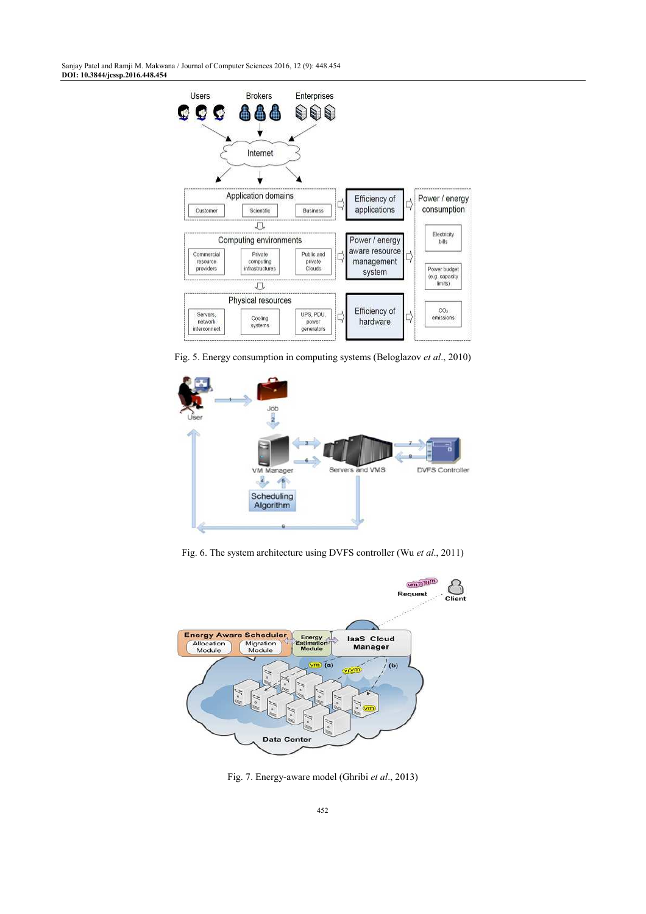Fig. 5. Energy consumption in computing systems (Beloglazov *et al*., 2010)

Fig. 6. The system architecture using DVFS controller (Wu *et al*., 2011)

Fig. 7. Energy-aware model (Ghribi *et al*., 2013)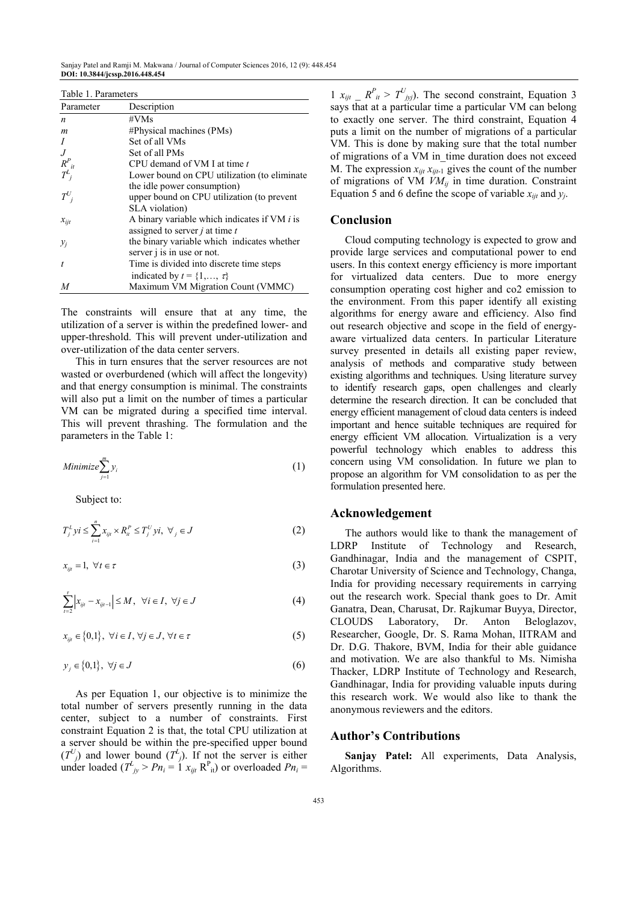Table 1. Parameters

| Parameter | Description |
| --- | --- |
| $n$ | #VMs |
| $m$ | #Physical machines (PMs) |
| $I$ | Set of all VMs |
| $J$ | Set of all PMs |
| $R^P_{it}$ | CPU demand of VM I at time $t$ |
| $T^L_j$ | Lower bound on CPU utilization (to eliminate the idle power consumption) |
| $T^U_j$ | upper bound on CPU utilization (to prevent SLA violation) |
| $x_{ijt}$ | A binary variable which indicates if VM $i$ is assigned to server $j$ at time $t$ |
| $y_j$ | the binary variable which indicates whether server j is in use or not. |
| $t$ | Time is divided into discrete time steps indicated by $t = \{1,\ldots, \tau\}$ |
| $M$ | Maximum VM Migration Count (VMMC) |

The constraints will ensure that at any time, the utilization of a server is within the predefined lower- and upper-threshold. This will prevent under-utilization and over-utilization of the data center servers.

This in turn ensures that the server resources are not wasted or overburdened (which will affect the longevity) and that energy consumption is minimal. The constraints will also put a limit on the number of times a particular VM can be migrated during a specified time interval. This will prevent thrashing. The formulation and the parameters in the Table 1:

$$Minimize \sum_{j=1}^{m} y_i \tag{1}$$

Subject to:

$$T^L_j yi \leq \sum_{i=1}^{n} x_{ijt} \times R^P_{it} \leq T^U_j yi, \ \forall_j \in J \tag{2}$$

$$x_{ijt} = 1, \ \forall t \in \tau \tag{3}$$

$$\sum_{t=2}^{\tau} \left| x_{ijt} - x_{ijt-1} \right| \leq M, \ \forall i \in I, \ \forall j \in J \tag{4}$$

$$x_{ijt} \in \{0,1\}, \ \forall i \in I, \forall j \in J, \forall t \in \tau \tag{5}$$

$$y_j \in \{0,1\}, \ \forall j \in J \tag{6}$$

As per Equation 1, our objective is to minimize the total number of servers presently running in the data center, subject to a number of constraints. First constraint Equation 2 is that, the total CPU utilization at a server should be within the pre-specified upper bound ($T^U_j$) and lower bound ($T^L_j$). If not the server is either under loaded ($T^L_{jy} > Pn_i = 1\ x_{ijt}\ R^P_{it}$) or overloaded $Pn_i = 1\ x_{ijt}\ \_\ R^P_{it} > T^U_{jyj}$). The second constraint, Equation 3 says that at a particular time a particular VM can belong to exactly one server. The third constraint, Equation 4 puts a limit on the number of migrations of a particular VM. This is done by making sure that the total number of migrations of a VM in_time duration does not exceed M. The expression $x_{ijt}\ x_{ijt-1}$ gives the count of the number of migrations of VM $VM_{ij}$ in time duration. Constraint Equation 5 and 6 define the scope of variable $x_{ijt}$ and $y_j$.

## Conclusion

Cloud computing technology is expected to grow and provide large services and computational power to end users. In this context energy efficiency is more important for virtualized data centers. Due to more energy consumption operating cost higher and co2 emission to the environment. From this paper identify all existing algorithms for energy aware and efficiency. Also find out research objective and scope in the field of energy-aware virtualized data centers. In particular Literature survey presented in details all existing paper review, analysis of methods and comparative study between existing algorithms and techniques. Using literature survey to identify research gaps, open challenges and clearly determine the research direction. It can be concluded that energy efficient management of cloud data centers is indeed important and hence suitable techniques are required for energy efficient VM allocation. Virtualization is a very powerful technology which enables to address this concern using VM consolidation. In future we plan to propose an algorithm for VM consolidation to as per the formulation presented here.

## Acknowledgement

The authors would like to thank the management of LDRP Institute of Technology and Research, Gandhinagar, India and the management of CSPIT, Charotar University of Science and Technology, Changa, India for providing necessary requirements in carrying out the research work. Special thank goes to Dr. Amit Ganatra, Dean, Charusat, Dr. Rajkumar Buyya, Director, CLOUDS Laboratory, Dr. Anton Beloglazov, Researcher, Google, Dr. S. Rama Mohan, IITRAM and Dr. D.G. Thakore, BVM, India for their able guidance and motivation. We are also thankful to Ms. Nimisha Thacker, LDRP Institute of Technology and Research, Gandhinagar, India for providing valuable inputs during this research work. We would also like to thank the anonymous reviewers and the editors.

## Author's Contributions

**Sanjay Patel:** All experiments, Data Analysis, Algorithms.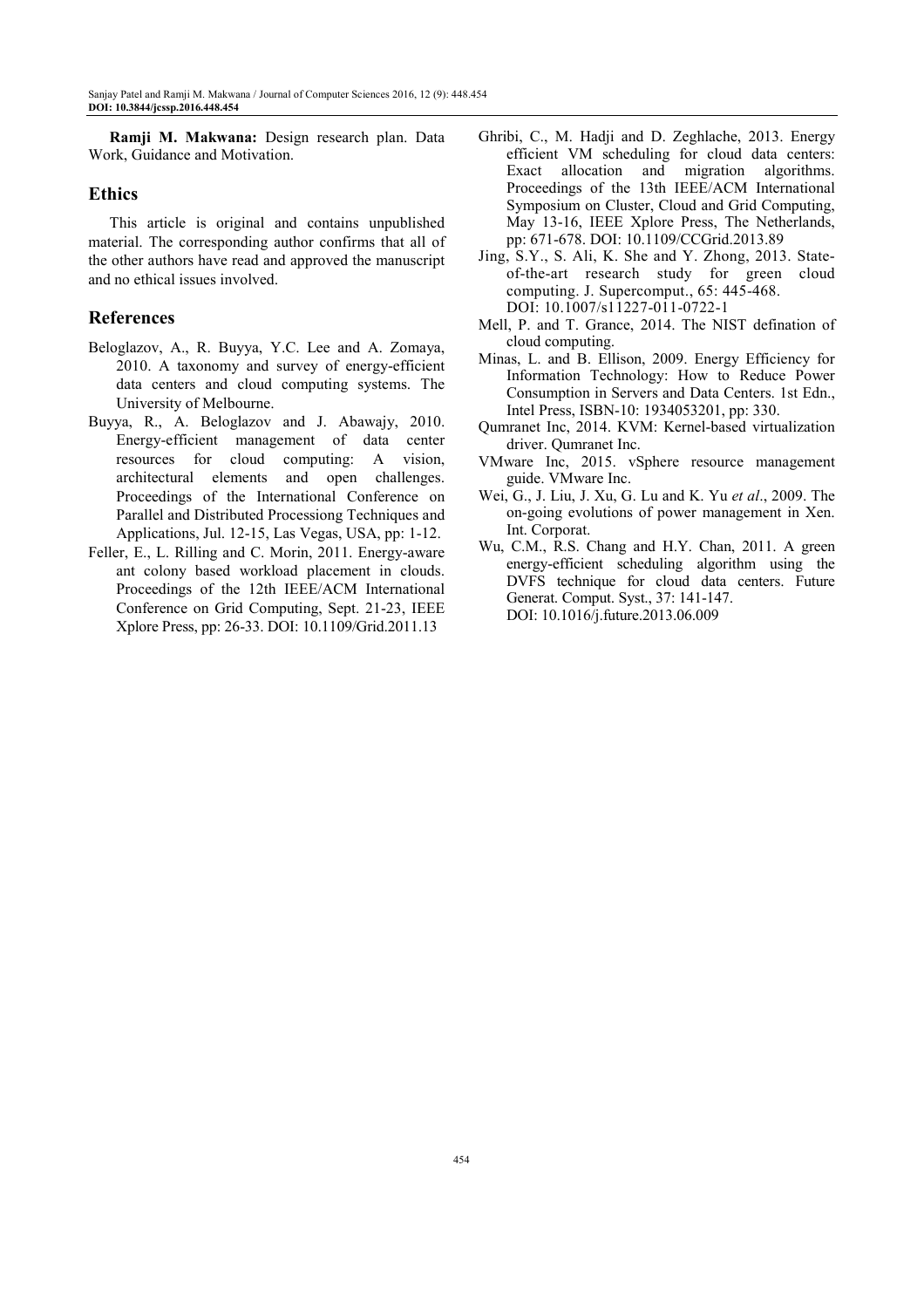**Ramji M. Makwana:** Design research plan. Data Work, Guidance and Motivation.

## Ethics

This article is original and contains unpublished material. The corresponding author confirms that all of the other authors have read and approved the manuscript and no ethical issues involved.

## References

Beloglazov, A., R. Buyya, Y.C. Lee and A. Zomaya, 2010. A taxonomy and survey of energy-efficient data centers and cloud computing systems. The University of Melbourne.

Buyya, R., A. Beloglazov and J. Abawajy, 2010. Energy-efficient management of data center resources for cloud computing: A vision, architectural elements and open challenges. Proceedings of the International Conference on Parallel and Distributed Processiong Techniques and Applications, Jul. 12-15, Las Vegas, USA, pp: 1-12.

Feller, E., L. Rilling and C. Morin, 2011. Energy-aware ant colony based workload placement in clouds. Proceedings of the 12th IEEE/ACM International Conference on Grid Computing, Sept. 21-23, IEEE Xplore Press, pp: 26-33. DOI: 10.1109/Grid.2011.13

Ghribi, C., M. Hadji and D. Zeghlache, 2013. Energy efficient VM scheduling for cloud data centers: Exact allocation and migration algorithms. Proceedings of the 13th IEEE/ACM International Symposium on Cluster, Cloud and Grid Computing, May 13-16, IEEE Xplore Press, The Netherlands, pp: 671-678. DOI: 10.1109/CCGrid.2013.89

Jing, S.Y., S. Ali, K. She and Y. Zhong, 2013. State-of-the-art research study for green cloud computing. J. Supercomput., 65: 445-468. DOI: 10.1007/s11227-011-0722-1

Mell, P. and T. Grance, 2014. The NIST defination of cloud computing.

Minas, L. and B. Ellison, 2009. Energy Efficiency for Information Technology: How to Reduce Power Consumption in Servers and Data Centers. 1st Edn., Intel Press, ISBN-10: 1934053201, pp: 330.

Qumranet Inc, 2014. KVM: Kernel-based virtualization driver. Qumranet Inc.

VMware Inc, 2015. vSphere resource management guide. VMware Inc.

Wei, G., J. Liu, J. Xu, G. Lu and K. Yu *et al*., 2009. The on-going evolutions of power management in Xen. Int. Corporat.

Wu, C.M., R.S. Chang and H.Y. Chan, 2011. A green energy-efficient scheduling algorithm using the DVFS technique for cloud data centers. Future Generat. Comput. Syst., 37: 141-147. DOI: 10.1016/j.future.2013.06.009